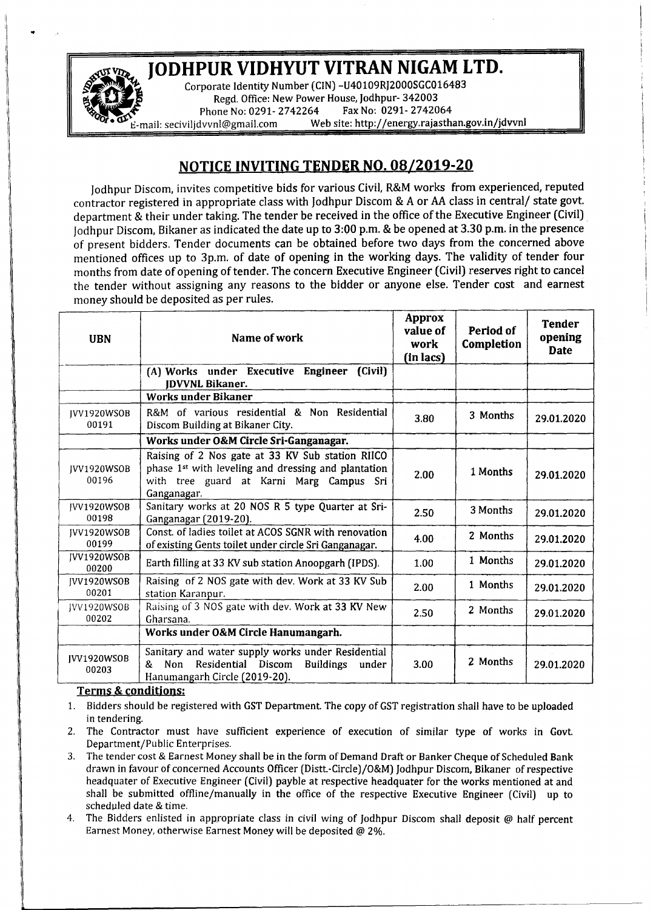# JODHPUR VIDHYUT VITRAN NIGAM LTD.

Corporate Identity Number (CIN) -U40109RJ2000SGC016483
Regd. Office: New Power House, Jodhpur- 342003
Phone No: 0291- 2742264 Fax No: 0291- 2742064
E-mail: seciviljdvvnl@gmail.com Web site: http://energy.rajasthan.gov.in/jdvvnl

## NOTICE INVITING TENDER NO. 08/2019-20

Jodhpur Discom, invites competitive bids for various Civil, R&M works from experienced, reputed contractor registered in appropriate class with Jodhpur Discom & A or AA class in central/ state govt. department & their under taking. The tender be received in the office of the Executive Engineer (Civil) Jodhpur Discom, Bikaner as indicated the date up to 3:00 p.m. & be opened at 3.30 p.m. in the presence of present bidders. Tender documents can be obtained before two days from the concerned above mentioned offices up to 3p.m. of date of opening in the working days. The validity of tender four months from date of opening of tender. The concern Executive Engineer (Civil) reserves right to cancel the tender without assigning any reasons to the bidder or anyone else. Tender cost and earnest money should be deposited as per rules.

| UBN | Name of work | Approx value of work (in lacs) | Period of Completion | Tender opening Date |
|---|---|---|---|---|
| | **(A) Works under Executive Engineer (Civil) JDVVNL Bikaner.** | | | |
| | **Works under Bikaner** | | | |
| JVV1920WSOB 00191 | R&M of various residential & Non Residential Discom Building at Bikaner City. | 3.80 | 3 Months | 29.01.2020 |
| | **Works under O&M Circle Sri-Ganganagar.** | | | |
| JVV1920WSOB 00196 | Raising of 2 Nos gate at 33 KV Sub station RIICO phase 1st with leveling and dressing and plantation with tree guard at Karni Marg Campus Sri Ganganagar. | 2.00 | 1 Months | 29.01.2020 |
| JVV1920WSOB 00198 | Sanitary works at 20 NOS R 5 type Quarter at Sri-Ganganagar (2019-20). | 2.50 | 3 Months | 29.01.2020 |
| JVV1920WSOB 00199 | Const. of ladies toilet at ACOS SGNR with renovation of existing Gents toilet under circle Sri Ganganagar. | 4.00 | 2 Months | 29.01.2020 |
| JVV1920WSOB 00200 | Earth filling at 33 KV sub station Anoopgarh (IPDS). | 1.00 | 1 Months | 29.01.2020 |
| JVV1920WSOB 00201 | Raising of 2 NOS gate with dev. Work at 33 KV Sub station Karanpur. | 2.00 | 1 Months | 29.01.2020 |
| JVV1920WSOB 00202 | Raising of 3 NOS gate with dev. Work at 33 KV New Gharsana. | 2.50 | 2 Months | 29.01.2020 |
| | **Works under O&M Circle Hanumangarh.** | | | |
| JVV1920WSOB 00203 | Sanitary and water supply works under Residential & Non Residential Discom Buildings under Hanumangarh Circle (2019-20). | 3.00 | 2 Months | 29.01.2020 |

**Terms & conditions:**

1. Bidders should be registered with GST Department. The copy of GST registration shall have to be uploaded in tendering.
2. The Contractor must have sufficient experience of execution of similar type of works in Govt. Department/Public Enterprises.
3. The tender cost & Earnest Money shall be in the form of Demand Draft or Banker Cheque of Scheduled Bank drawn in favour of concerned Accounts Officer (Distt.-Circle)/O&M) Jodhpur Discom, Bikaner of respective headquater of Executive Engineer (Civil) payble at respective headquater for the works mentioned at and shall be submitted offline/manually in the office of the respective Executive Engineer (Civil) up to scheduled date & time.
4. The Bidders enlisted in appropriate class in civil wing of Jodhpur Discom shall deposit @ half percent Earnest Money, otherwise Earnest Money will be deposited @ 2%.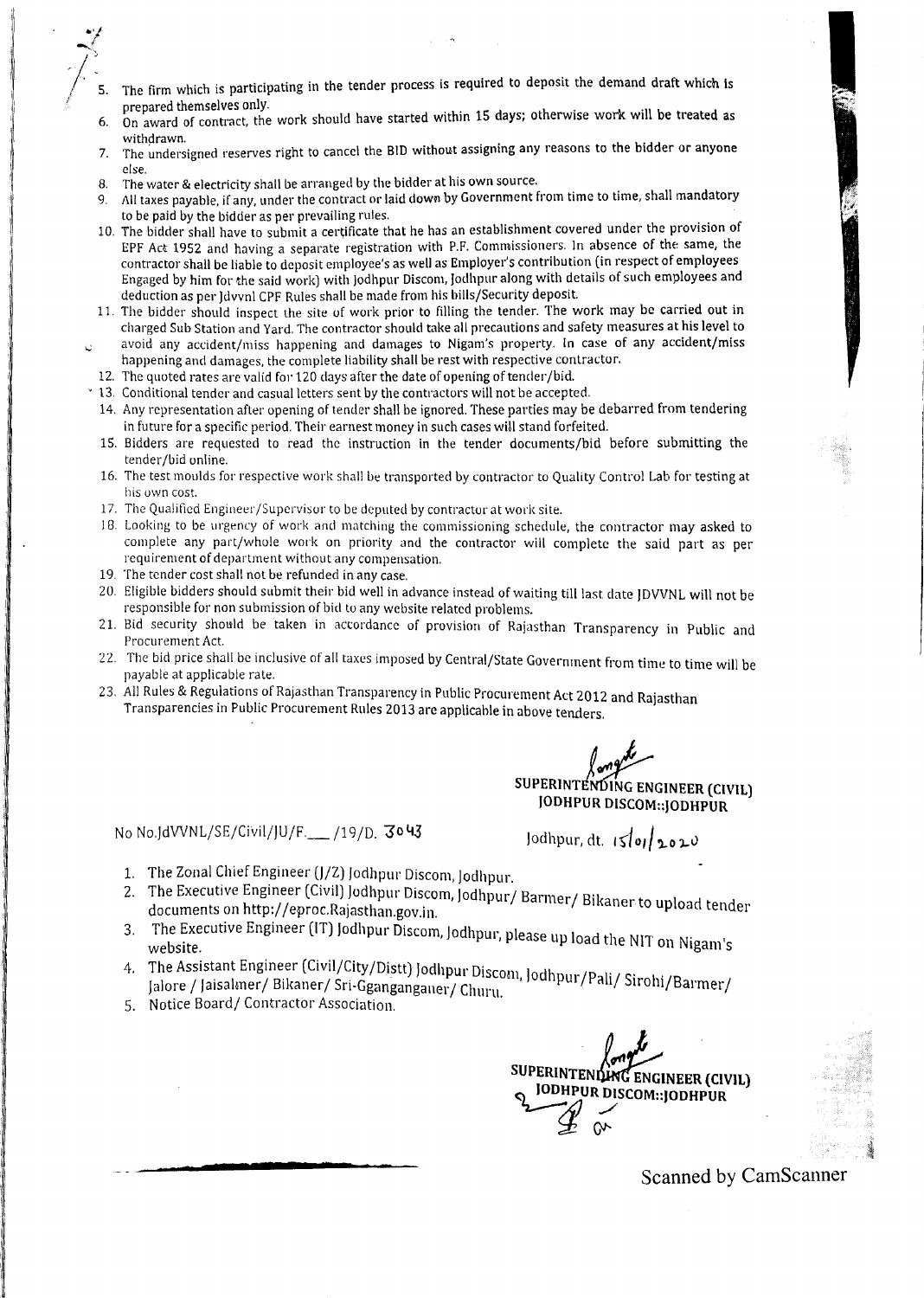5. The firm which is participating in the tender process is required to deposit the demand draft which is prepared themselves only.
6. On award of contract, the work should have started within 15 days; otherwise work will be treated as withdrawn.
7. The undersigned reserves right to cancel the BID without assigning any reasons to the bidder or anyone else.
8. The water & electricity shall be arranged by the bidder at his own source.
9. All taxes payable, if any, under the contract or laid down by Government from time to time, shall mandatory to be paid by the bidder as per prevailing rules.
10. The bidder shall have to submit a certificate that he has an establishment covered under the provision of EPF Act 1952 and having a separate registration with P.F. Commissioners. In absence of the same, the contractor shall be liable to deposit employee's as well as Employer's contribution (in respect of employees Engaged by him for the said work) with Jodhpur Discom, Jodhpur along with details of such employees and deduction as per Jdvvnl CPF Rules shall be made from his bills/Security deposit.
11. The bidder should inspect the site of work prior to filling the tender. The work may be carried out in charged Sub Station and Yard. The contractor should take all precautions and safety measures at his level to avoid any accident/miss happening and damages to Nigam's property. In case of any accident/miss happening and damages, the complete liability shall be rest with respective contractor.
12. The quoted rates are valid for 120 days after the date of opening of tender/bid.
13. Conditional tender and casual letters sent by the contractors will not be accepted.
14. Any representation after opening of tender shall be ignored. These parties may be debarred from tendering in future for a specific period. Their earnest money in such cases will stand forfeited.
15. Bidders are requested to read the instruction in the tender documents/bid before submitting the tender/bid online.
16. The test moulds for respective work shall be transported by contractor to Quality Control Lab for testing at his own cost.
17. The Qualified Engineer/Supervisor to be deputed by contractor at work site.
18. Looking to be urgency of work and matching the commissioning schedule, the contractor may asked to complete any part/whole work on priority and the contractor will complete the said part as per requirement of department without any compensation.
19. The tender cost shall not be refunded in any case.
20. Eligible bidders should submit their bid well in advance instead of waiting till last date JDVVNL will not be responsible for non submission of bid to any website related problems.
21. Bid security should be taken in accordance of provision of Rajasthan Transparency in Public and Procurement Act.
22. The bid price shall be inclusive of all taxes imposed by Central/State Government from time to time will be payable at applicable rate.
23. All Rules & Regulations of Rajasthan Transparency in Public Procurement Act 2012 and Rajasthan Transparencies in Public Procurement Rules 2013 are applicable in above tenders.

SUPERINTENDING ENGINEER (CIVIL)
JODHPUR DISCOM::JODHPUR

No No.JdVVNL/SE/Civil/JU/F.\_\_\_ /19/D. 3043

Jodhpur, dt. 15/01/2020

1. The Zonal Chief Engineer (J/Z) Jodhpur Discom, Jodhpur.
2. The Executive Engineer (Civil) Jodhpur Discom, Jodhpur/ Barmer/ Bikaner to upload tender documents on http://eproc.Rajasthan.gov.in.
3. The Executive Engineer (IT) Jodhpur Discom, Jodhpur, please up load the NIT on Nigam's website.
4. The Assistant Engineer (Civil/City/Distt) Jodhpur Discom, Jodhpur/Pali/ Sirohi/Barmer/ Jalore / Jaisalmer/ Bikaner/ Sri-Ggangangauer/ Churu.
5. Notice Board/ Contractor Association.

SUPERINTENDING ENGINEER (CIVIL)
JODHPUR DISCOM::JODHPUR